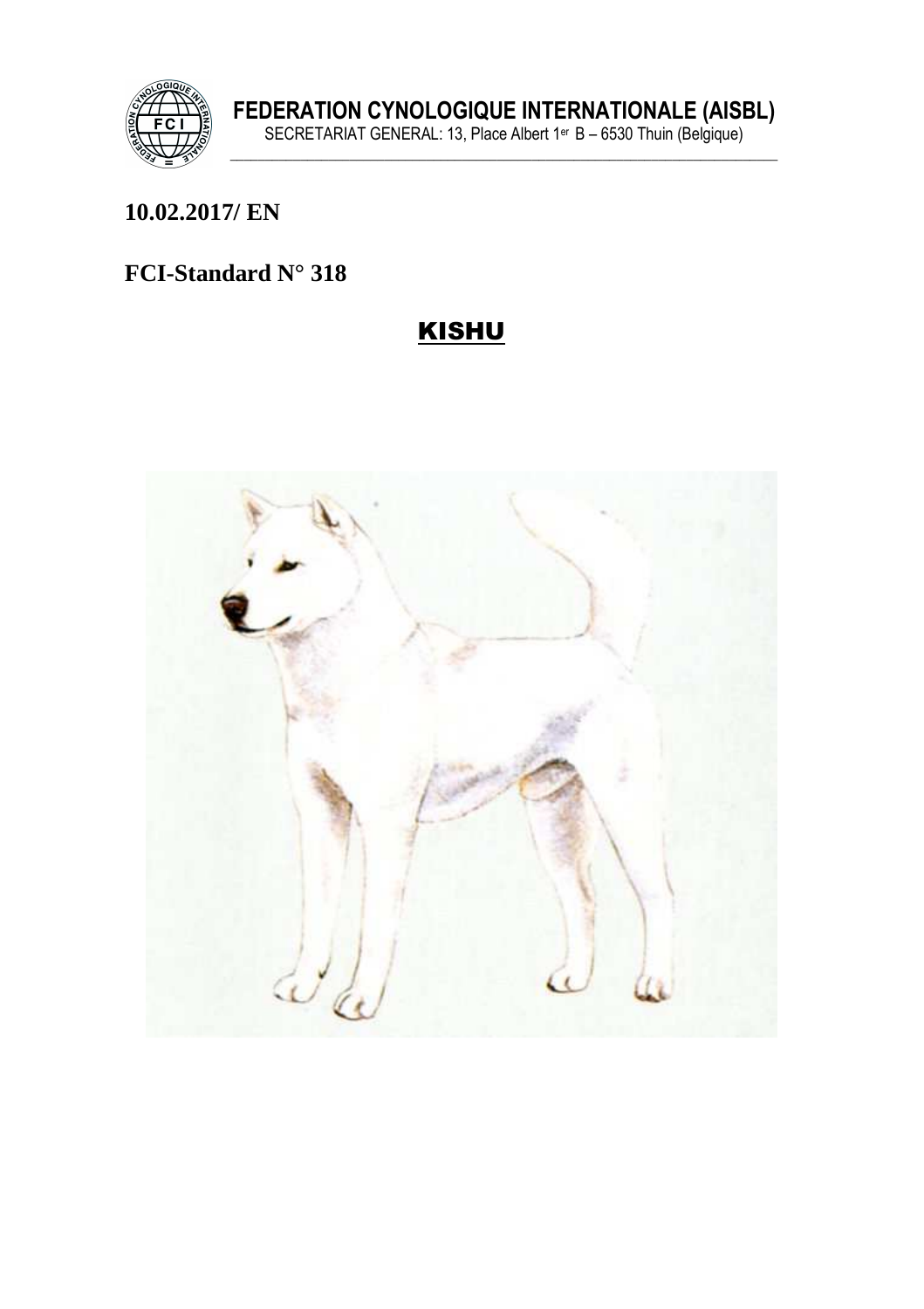**FEDERATION CYNOLOGIQUE INTERNATIONALE (AISBL)**
SECRETARIAT GENERAL: 13, Place Albert 1er B – 6530 Thuin (Belgique)

**10.02.2017/ EN**

**FCI-Standard N° 318**

# KISHU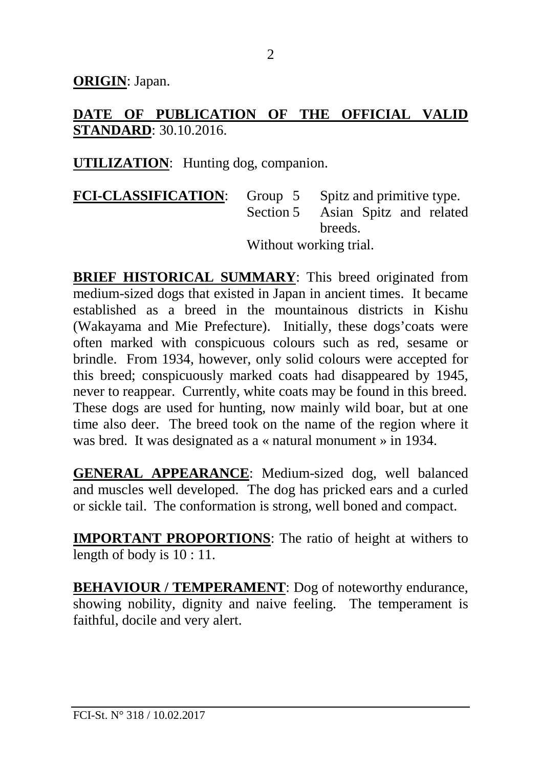**ORIGIN**: Japan.

**DATE OF PUBLICATION OF THE OFFICIAL VALID STANDARD**: 30.10.2016.

**UTILIZATION**: Hunting dog, companion.

**FCI-CLASSIFICATION**: Group 5 Spitz and primitive type.
Section 5 Asian Spitz and related breeds.
Without working trial.

**BRIEF HISTORICAL SUMMARY**: This breed originated from medium-sized dogs that existed in Japan in ancient times. It became established as a breed in the mountainous districts in Kishu (Wakayama and Mie Prefecture). Initially, these dogs'coats were often marked with conspicuous colours such as red, sesame or brindle. From 1934, however, only solid colours were accepted for this breed; conspicuously marked coats had disappeared by 1945, never to reappear. Currently, white coats may be found in this breed. These dogs are used for hunting, now mainly wild boar, but at one time also deer. The breed took on the name of the region where it was bred. It was designated as a « natural monument » in 1934.

**GENERAL APPEARANCE**: Medium-sized dog, well balanced and muscles well developed. The dog has pricked ears and a curled or sickle tail. The conformation is strong, well boned and compact.

**IMPORTANT PROPORTIONS**: The ratio of height at withers to length of body is 10 : 11.

**BEHAVIOUR / TEMPERAMENT**: Dog of noteworthy endurance, showing nobility, dignity and naive feeling. The temperament is faithful, docile and very alert.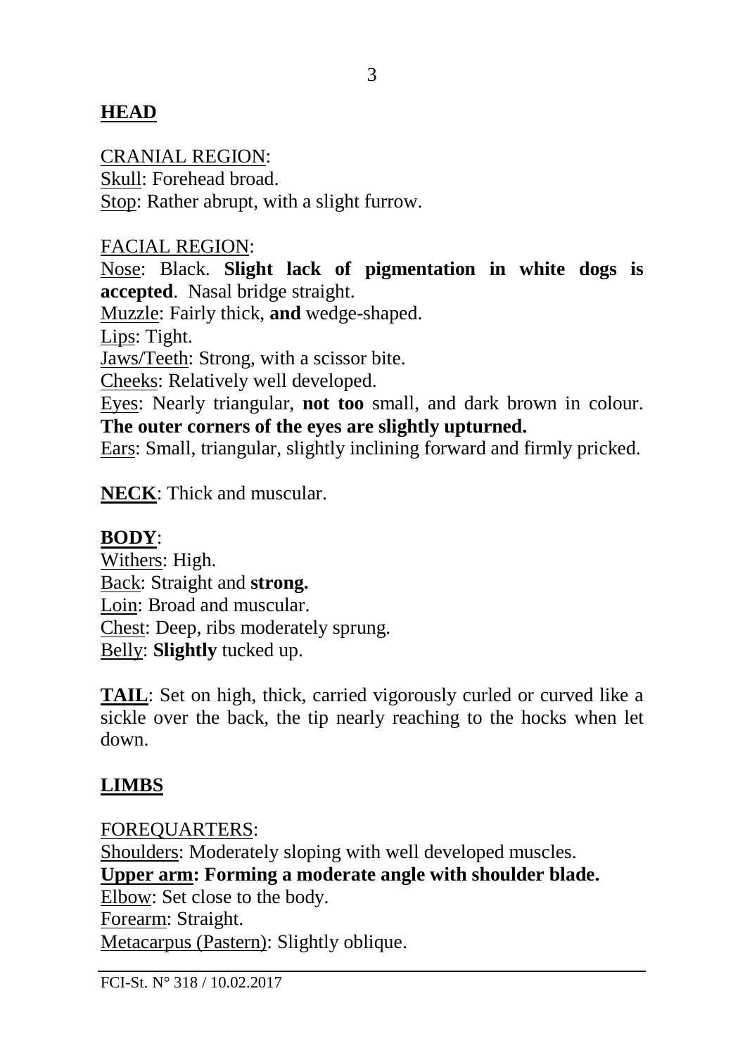## HEAD

CRANIAL REGION:
Skull: Forehead broad.
Stop: Rather abrupt, with a slight furrow.

FACIAL REGION:
Nose: Black. **Slight lack of pigmentation in white dogs is accepted**. Nasal bridge straight.
Muzzle: Fairly thick, **and** wedge-shaped.
Lips: Tight.
Jaws/Teeth: Strong, with a scissor bite.
Cheeks: Relatively well developed.
Eyes: Nearly triangular, **not too** small, and dark brown in colour. **The outer corners of the eyes are slightly upturned.**
Ears: Small, triangular, slightly inclining forward and firmly pricked.

**NECK**: Thick and muscular.

**BODY**:
Withers: High.
Back: Straight and **strong.**
Loin: Broad and muscular.
Chest: Deep, ribs moderately sprung.
Belly: **Slightly** tucked up.

**TAIL**: Set on high, thick, carried vigorously curled or curved like a sickle over the back, the tip nearly reaching to the hocks when let down.

## LIMBS

FOREQUARTERS:
Shoulders: Moderately sloping with well developed muscles.
**Upper arm: Forming a moderate angle with shoulder blade.**
Elbow: Set close to the body.
Forearm: Straight.
Metacarpus (Pastern): Slightly oblique.

FCI-St. N° 318 / 10.02.2017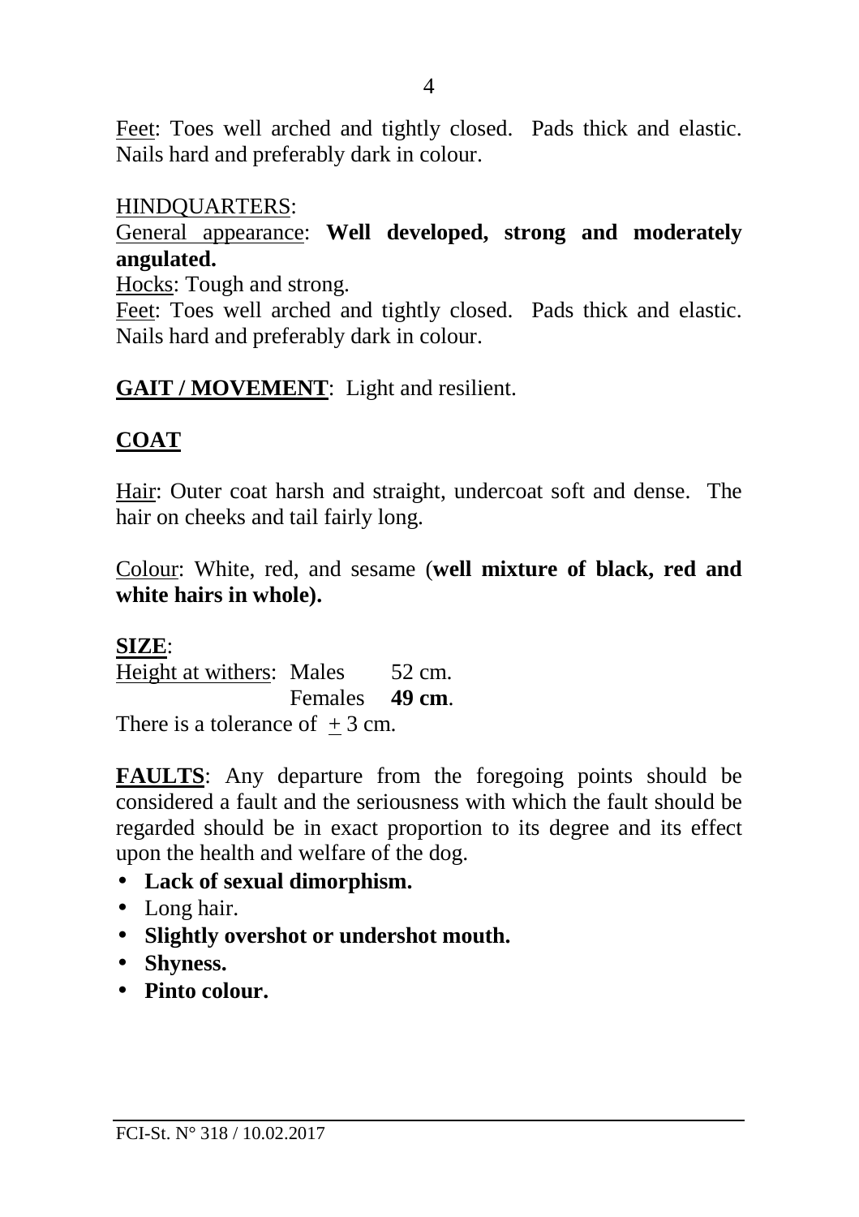Feet: Toes well arched and tightly closed. Pads thick and elastic. Nails hard and preferably dark in colour.

HINDQUARTERS:

General appearance: **Well developed, strong and moderately angulated.**

Hocks: Tough and strong.

Feet: Toes well arched and tightly closed. Pads thick and elastic. Nails hard and preferably dark in colour.

**GAIT / MOVEMENT**: Light and resilient.

## COAT

Hair: Outer coat harsh and straight, undercoat soft and dense. The hair on cheeks and tail fairly long.

Colour: White, red, and sesame (**well mixture of black, red and white hairs in whole).**

**SIZE**:

Height at withers: Males 52 cm.
Females **49 cm**.

There is a tolerance of ± 3 cm.

**FAULTS**: Any departure from the foregoing points should be considered a fault and the seriousness with which the fault should be regarded should be in exact proportion to its degree and its effect upon the health and welfare of the dog.

- **Lack of sexual dimorphism.**
- Long hair.
- **Slightly overshot or undershot mouth.**
- **Shyness.**
- **Pinto colour.**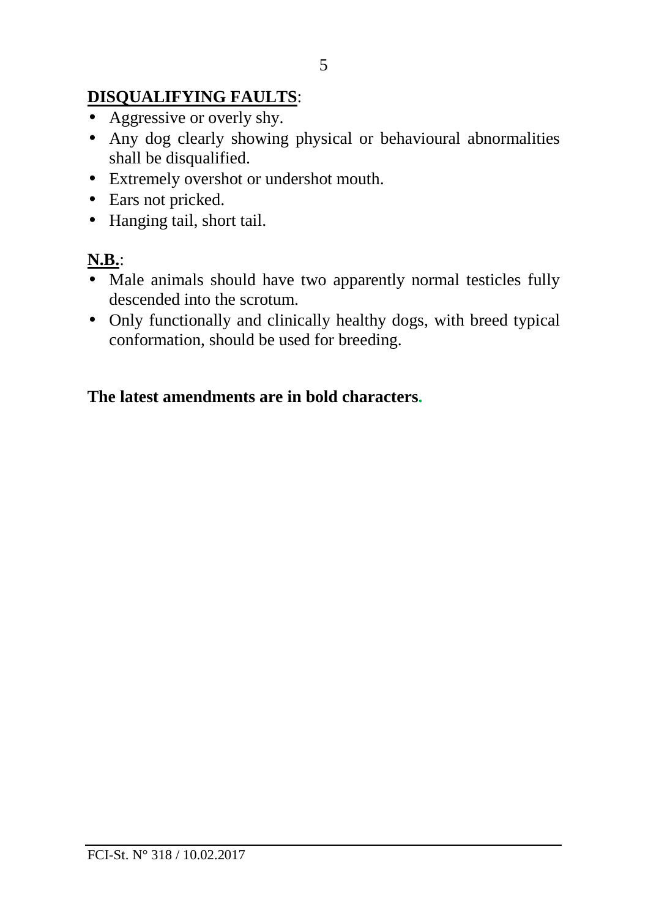**DISQUALIFYING FAULTS**:

- Aggressive or overly shy.
- Any dog clearly showing physical or behavioural abnormalities shall be disqualified.
- Extremely overshot or undershot mouth.
- Ears not pricked.
- Hanging tail, short tail.

**N.B.**:

- Male animals should have two apparently normal testicles fully descended into the scrotum.
- Only functionally and clinically healthy dogs, with breed typical conformation, should be used for breeding.

**The latest amendments are in bold characters.**